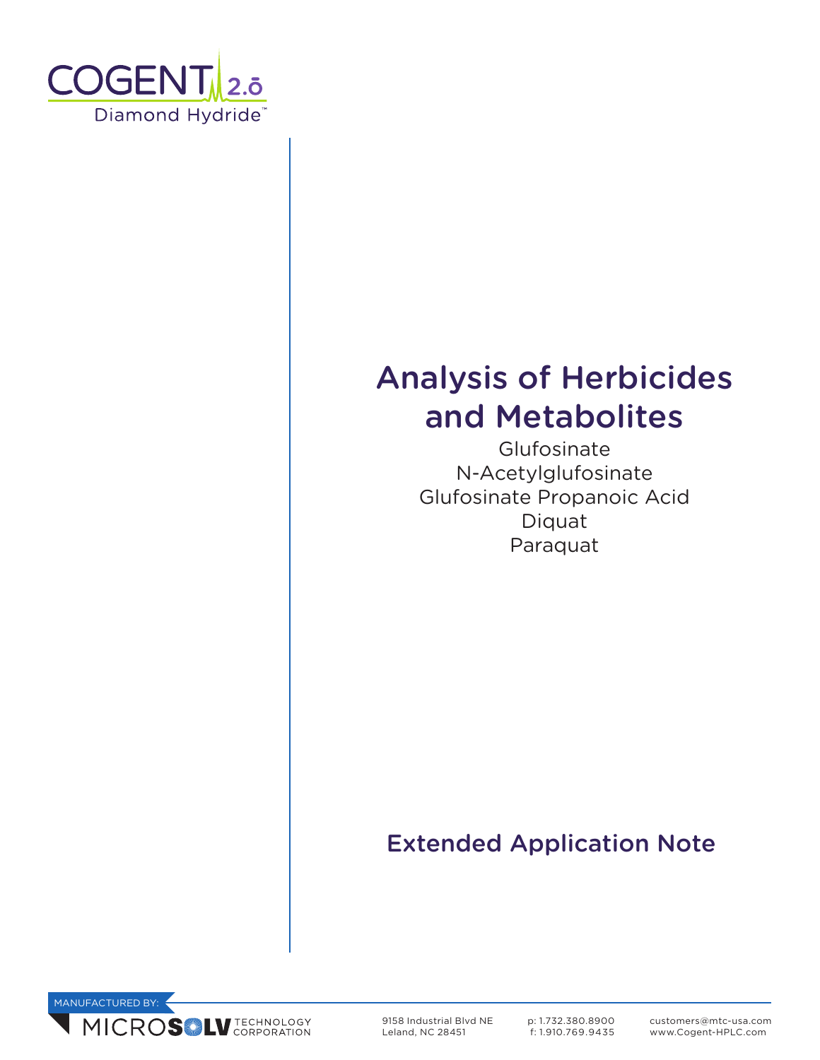COGENT 2.o

Diamond Hydride™

# Analysis of Herbicides and Metabolites

Glufosinate

N-Acetylglufosinate

Glufosinate Propanoic Acid

Diquat

Paraquat

## Extended Application Note

MANUFACTURED BY:

MICROSOLV TECHNOLOGY CORPORATION

9158 Industrial Blvd NE
Leland, NC 28451

p: 1.732.380.8900
f: 1.910.769.9435

customers@mtc-usa.com
www.Cogent-HPLC.com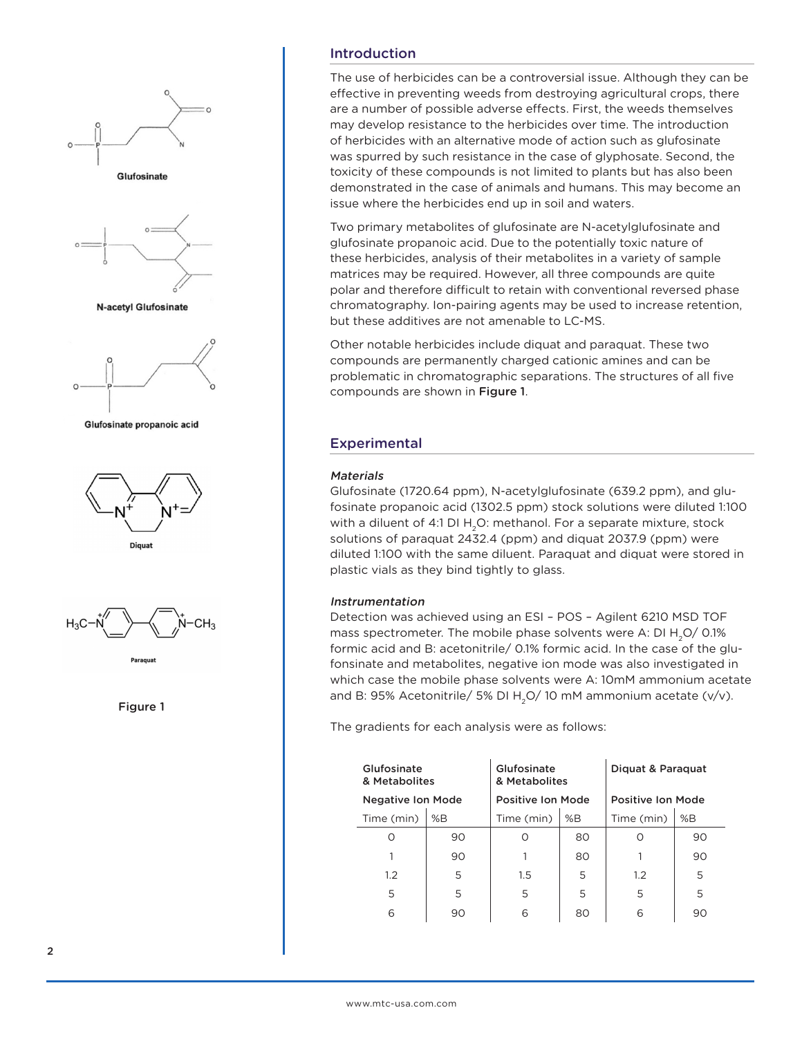Glufosinate

N-acetyl Glufosinate

Glufosinate propanoic acid

Diquat

Paraquat

Figure 1

## Introduction

The use of herbicides can be a controversial issue. Although they can be effective in preventing weeds from destroying agricultural crops, there are a number of possible adverse effects. First, the weeds themselves may develop resistance to the herbicides over time. The introduction of herbicides with an alternative mode of action such as glufosinate was spurred by such resistance in the case of glyphosate. Second, the toxicity of these compounds is not limited to plants but has also been demonstrated in the case of animals and humans. This may become an issue where the herbicides end up in soil and waters.

Two primary metabolites of glufosinate are N-acetylglufosinate and glufosinate propanoic acid. Due to the potentially toxic nature of these herbicides, analysis of their metabolites in a variety of sample matrices may be required. However, all three compounds are quite polar and therefore difficult to retain with conventional reversed phase chromatography. Ion-pairing agents may be used to increase retention, but these additives are not amenable to LC-MS.

Other notable herbicides include diquat and paraquat. These two compounds are permanently charged cationic amines and can be problematic in chromatographic separations. The structures of all five compounds are shown in **Figure 1**.

## Experimental

*Materials*

Glufosinate (1720.64 ppm), N-acetylglufosinate (639.2 ppm), and glufosinate propanoic acid (1302.5 ppm) stock solutions were diluted 1:100 with a diluent of 4:1 DI $H_2O$: methanol. For a separate mixture, stock solutions of paraquat 2432.4 (ppm) and diquat 2037.9 (ppm) were diluted 1:100 with the same diluent. Paraquat and diquat were stored in plastic vials as they bind tightly to glass.

*Instrumentation*

Detection was achieved using an ESI – POS – Agilent 6210 MSD TOF mass spectrometer. The mobile phase solvents were A: DI $H_2O$/ 0.1% formic acid and B: acetonitrile/ 0.1% formic acid. In the case of the glufonsinate and metabolites, negative ion mode was also investigated in which case the mobile phase solvents were A: 10mM ammonium acetate and B: 95% Acetonitrile/ 5% DI $H_2O$/ 10 mM ammonium acetate (v/v).

The gradients for each analysis were as follows:

| Glufosinate & Metabolites | | Glufosinate & Metabolites | | Diquat & Paraquat | |
|---|---|---|---|---|---|
| Negative Ion Mode | | Positive Ion Mode | | Positive Ion Mode | |
| Time (min) | %B | Time (min) | %B | Time (min) | %B |
| 0 | 90 | 0 | 80 | 0 | 90 |
| 1 | 90 | 1 | 80 | 1 | 90 |
| 1.2 | 5 | 1.5 | 5 | 1.2 | 5 |
| 5 | 5 | 5 | 5 | 5 | 5 |
| 6 | 90 | 6 | 80 | 6 | 90 |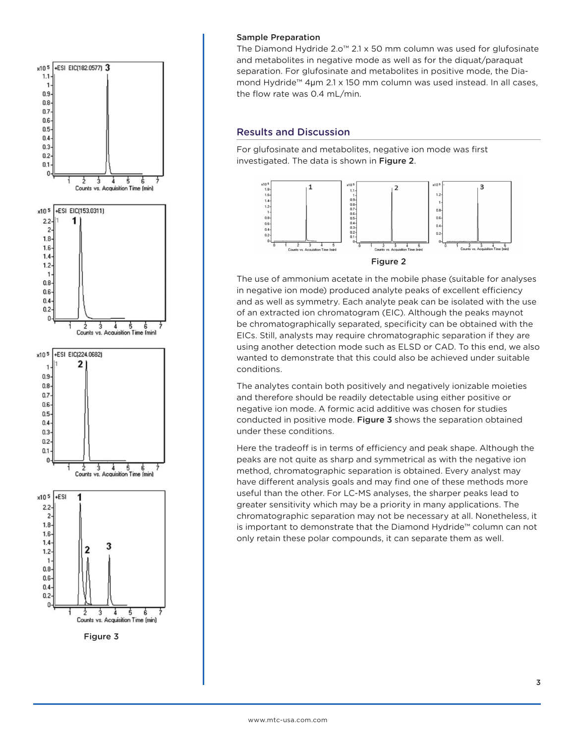### Sample Preparation

The Diamond Hydride 2.o™ 2.1 x 50 mm column was used for glufosinate and metabolites in negative mode as well as for the diquat/paraquat separation. For glufosinate and metabolites in positive mode, the Diamond Hydride™ 4µm 2.1 x 150 mm column was used instead. In all cases, the flow rate was 0.4 mL/min.

## Results and Discussion

For glufosinate and metabolites, negative ion mode was first investigated. The data is shown in **Figure 2**.

Figure 2

The use of ammonium acetate in the mobile phase (suitable for analyses in negative ion mode) produced analyte peaks of excellent efficiency and as well as symmetry. Each analyte peak can be isolated with the use of an extracted ion chromatogram (EIC). Although the peaks maynot be chromatographically separated, specificity can be obtained with the EICs. Still, analysts may require chromatographic separation if they are using another detection mode such as ELSD or CAD. To this end, we also wanted to demonstrate that this could also be achieved under suitable conditions.

The analytes contain both positively and negatively ionizable moieties and therefore should be readily detectable using either positive or negative ion mode. A formic acid additive was chosen for studies conducted in positive mode. **Figure 3** shows the separation obtained under these conditions.

Here the tradeoff is in terms of efficiency and peak shape. Although the peaks are not quite as sharp and symmetrical as with the negative ion method, chromatographic separation is obtained. Every analyst may have different analysis goals and may find one of these methods more useful than the other. For LC-MS analyses, the sharper peaks lead to greater sensitivity which may be a priority in many applications. The chromatographic separation may not be necessary at all. Nonetheless, it is important to demonstrate that the Diamond Hydride™ column can not only retain these polar compounds, it can separate them as well.

Figure 3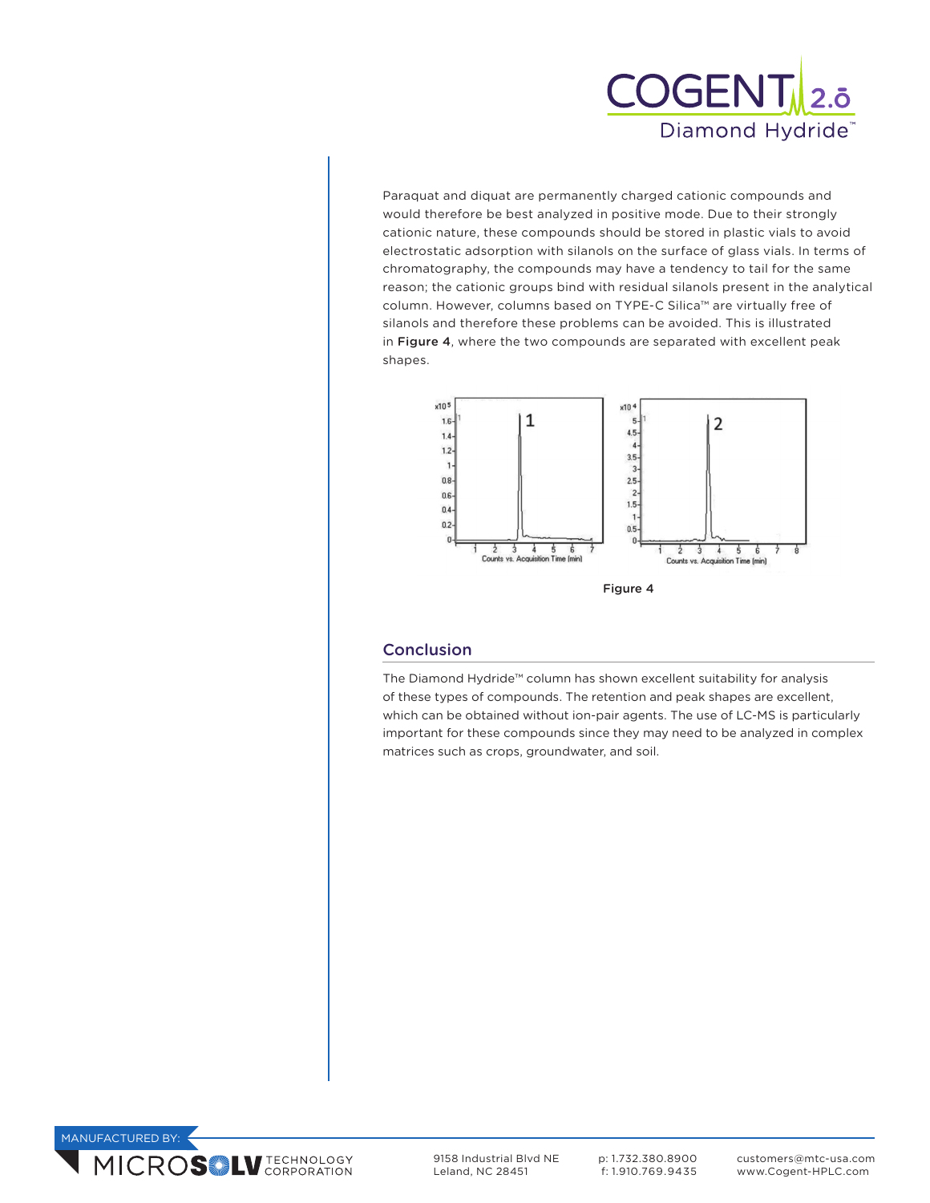Paraquat and diquat are permanently charged cationic compounds and would therefore be best analyzed in positive mode. Due to their strongly cationic nature, these compounds should be stored in plastic vials to avoid electrostatic adsorption with silanols on the surface of glass vials. In terms of chromatography, the compounds may have a tendency to tail for the same reason; the cationic groups bind with residual silanols present in the analytical column. However, columns based on TYPE-C Silica™ are virtually free of silanols and therefore these problems can be avoided. This is illustrated in **Figure 4**, where the two compounds are separated with excellent peak shapes.

x10 5
1.6
1.4
1.2
1
0.8
0.6
0.4
0.2
0
1
1 2 3 4 5 6 7
Counts vs. Acquisition Time (min)

x10 4
5
4.5
4
3.5
3
2.5
2
1.5
1
0.5
0
2
1 2 3 4 5 6 7 8
Counts vs. Acquisition Time (min)

Figure 4

## Conclusion

The Diamond Hydride™ column has shown excellent suitability for analysis of these types of compounds. The retention and peak shapes are excellent, which can be obtained without ion-pair agents. The use of LC-MS is particularly important for these compounds since they may need to be analyzed in complex matrices such as crops, groundwater, and soil.

MANUFACTURED BY:
MICROSOLV TECHNOLOGY CORPORATION

9158 Industrial Blvd NE
Leland, NC 28451

p: 1.732.380.8900
f: 1.910.769.9435

customers@mtc-usa.com
www.Cogent-HPLC.com